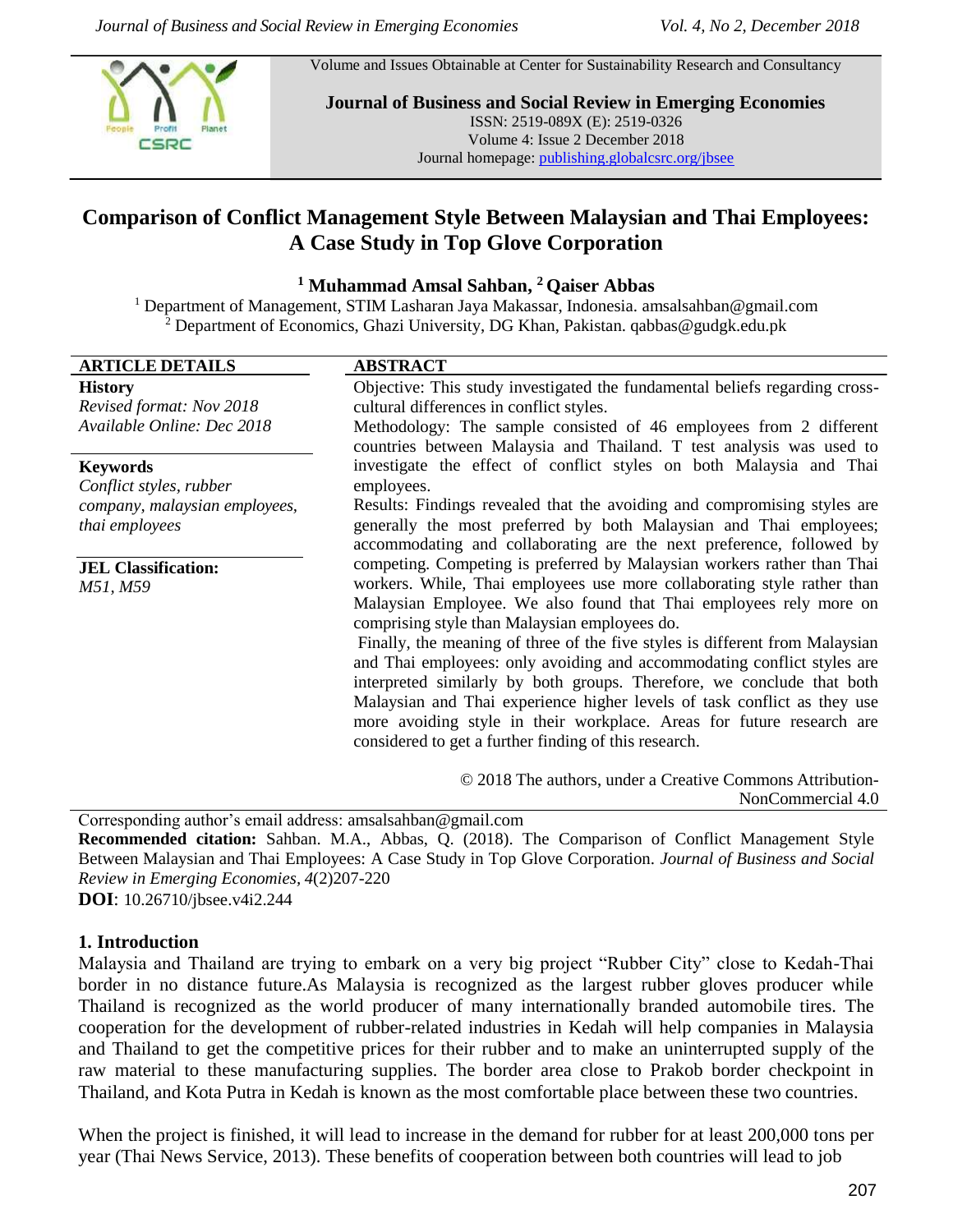Volume and Issues Obtainable at Center for Sustainability Research and Consultancy

**Journal of Business and Social Review in Emerging Economies**
ISSN: 2519-089X (E): 2519-0326
Volume 4: Issue 2 December 2018
Journal homepage: publishing.globalcsrc.org/jbsee

# Comparison of Conflict Management Style Between Malaysian and Thai Employees: A Case Study in Top Glove Corporation

**[1] Muhammad Amsal Sahban, [2] Qaiser Abbas**

[1] Department of Management, STIM Lasharan Jaya Makassar, Indonesia. amsalsahban@gmail.com
[2] Department of Economics, Ghazi University, DG Khan, Pakistan. qabbas@gudgk.edu.pk

**ARTICLE DETAILS**

**History**
*Revised format: Nov 2018*
*Available Online: Dec 2018*

**Keywords**
*Conflict styles, rubber company, malaysian employees, thai employees*

**JEL Classification:**
*M51, M59*

**ABSTRACT**

Objective: This study investigated the fundamental beliefs regarding cross-cultural differences in conflict styles.
Methodology: The sample consisted of 46 employees from 2 different countries between Malaysia and Thailand. T test analysis was used to investigate the effect of conflict styles on both Malaysia and Thai employees.
Results: Findings revealed that the avoiding and compromising styles are generally the most preferred by both Malaysian and Thai employees; accommodating and collaborating are the next preference, followed by competing. Competing is preferred by Malaysian workers rather than Thai workers. While, Thai employees use more collaborating style rather than Malaysian Employee. We also found that Thai employees rely more on comprising style than Malaysian employees do.
Finally, the meaning of three of the five styles is different from Malaysian and Thai employees: only avoiding and accommodating conflict styles are interpreted similarly by both groups. Therefore, we conclude that both Malaysian and Thai experience higher levels of task conflict as they use more avoiding style in their workplace. Areas for future research are considered to get a further finding of this research.

© 2018 The authors, under a Creative Commons Attribution-NonCommercial 4.0

Corresponding author's email address: amsalsahban@gmail.com
**Recommended citation:** Sahban. M.A., Abbas, Q. (2018). The Comparison of Conflict Management Style Between Malaysian and Thai Employees: A Case Study in Top Glove Corporation. *Journal of Business and Social Review in Emerging Economies*, *4*(2)207-220
**DOI**: 10.26710/jbsee.v4i2.244

## 1. Introduction

Malaysia and Thailand are trying to embark on a very big project "Rubber City" close to Kedah-Thai border in no distance future.As Malaysia is recognized as the largest rubber gloves producer while Thailand is recognized as the world producer of many internationally branded automobile tires. The cooperation for the development of rubber-related industries in Kedah will help companies in Malaysia and Thailand to get the competitive prices for their rubber and to make an uninterrupted supply of the raw material to these manufacturing supplies. The border area close to Prakob border checkpoint in Thailand, and Kota Putra in Kedah is known as the most comfortable place between these two countries.

When the project is finished, it will lead to increase in the demand for rubber for at least 200,000 tons per year (Thai News Service, 2013). These benefits of cooperation between both countries will lead to job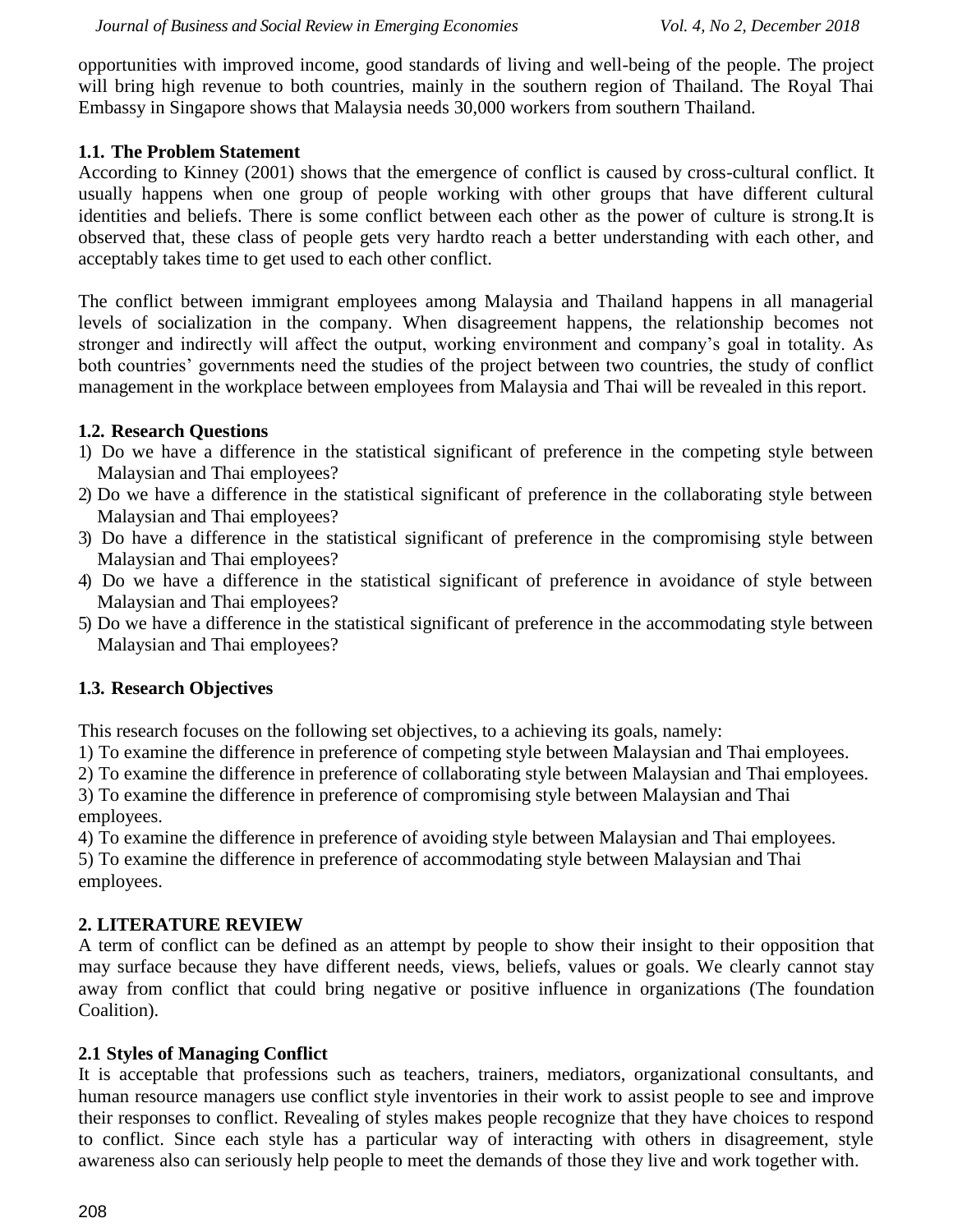opportunities with improved income, good standards of living and well-being of the people. The project will bring high revenue to both countries, mainly in the southern region of Thailand. The Royal Thai Embassy in Singapore shows that Malaysia needs 30,000 workers from southern Thailand.

### 1.1. The Problem Statement

According to Kinney (2001) shows that the emergence of conflict is caused by cross-cultural conflict. It usually happens when one group of people working with other groups that have different cultural identities and beliefs. There is some conflict between each other as the power of culture is strong.It is observed that, these class of people gets very hardto reach a better understanding with each other, and acceptably takes time to get used to each other conflict.

The conflict between immigrant employees among Malaysia and Thailand happens in all managerial levels of socialization in the company. When disagreement happens, the relationship becomes not stronger and indirectly will affect the output, working environment and company's goal in totality. As both countries' governments need the studies of the project between two countries, the study of conflict management in the workplace between employees from Malaysia and Thai will be revealed in this report.

### 1.2. Research Questions

1) Do we have a difference in the statistical significant of preference in the competing style between Malaysian and Thai employees?
2) Do we have a difference in the statistical significant of preference in the collaborating style between Malaysian and Thai employees?
3) Do have a difference in the statistical significant of preference in the compromising style between Malaysian and Thai employees?
4) Do we have a difference in the statistical significant of preference in avoidance of style between Malaysian and Thai employees?
5) Do we have a difference in the statistical significant of preference in the accommodating style between Malaysian and Thai employees?

### 1.3. Research Objectives

This research focuses on the following set objectives, to a achieving its goals, namely:

1) To examine the difference in preference of competing style between Malaysian and Thai employees.
2) To examine the difference in preference of collaborating style between Malaysian and Thai employees.
3) To examine the difference in preference of compromising style between Malaysian and Thai employees.
4) To examine the difference in preference of avoiding style between Malaysian and Thai employees.
5) To examine the difference in preference of accommodating style between Malaysian and Thai employees.

## 2. LITERATURE REVIEW

A term of conflict can be defined as an attempt by people to show their insight to their opposition that may surface because they have different needs, views, beliefs, values or goals. We clearly cannot stay away from conflict that could bring negative or positive influence in organizations (The foundation Coalition).

### 2.1 Styles of Managing Conflict

It is acceptable that professions such as teachers, trainers, mediators, organizational consultants, and human resource managers use conflict style inventories in their work to assist people to see and improve their responses to conflict. Revealing of styles makes people recognize that they have choices to respond to conflict. Since each style has a particular way of interacting with others in disagreement, style awareness also can seriously help people to meet the demands of those they live and work together with.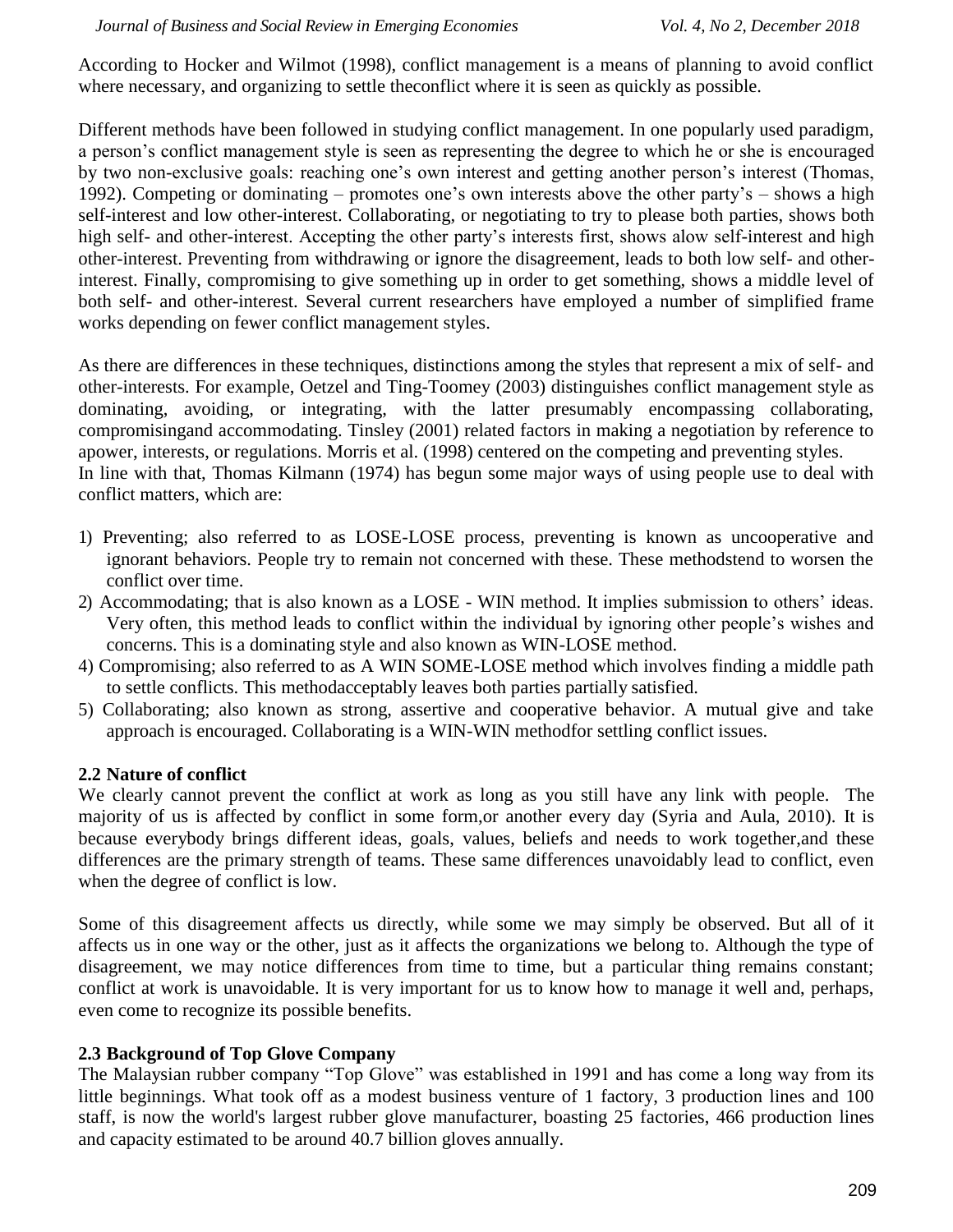According to Hocker and Wilmot (1998), conflict management is a means of planning to avoid conflict where necessary, and organizing to settle theconflict where it is seen as quickly as possible.

Different methods have been followed in studying conflict management. In one popularly used paradigm, a person's conflict management style is seen as representing the degree to which he or she is encouraged by two non-exclusive goals: reaching one's own interest and getting another person's interest (Thomas, 1992). Competing or dominating – promotes one's own interests above the other party's – shows a high self-interest and low other-interest. Collaborating, or negotiating to try to please both parties, shows both high self- and other-interest. Accepting the other party's interests first, shows alow self-interest and high other-interest. Preventing from withdrawing or ignore the disagreement, leads to both low self- and other-interest. Finally, compromising to give something up in order to get something, shows a middle level of both self- and other-interest. Several current researchers have employed a number of simplified frame works depending on fewer conflict management styles.

As there are differences in these techniques, distinctions among the styles that represent a mix of self- and other-interests. For example, Oetzel and Ting-Toomey (2003) distinguishes conflict management style as dominating, avoiding, or integrating, with the latter presumably encompassing collaborating, compromisingand accommodating. Tinsley (2001) related factors in making a negotiation by reference to apower, interests, or regulations. Morris et al. (1998) centered on the competing and preventing styles.
In line with that, Thomas Kilmann (1974) has begun some major ways of using people use to deal with conflict matters, which are:

1) Preventing; also referred to as LOSE-LOSE process, preventing is known as uncooperative and ignorant behaviors. People try to remain not concerned with these. These methodstend to worsen the conflict over time.
2) Accommodating; that is also known as a LOSE - WIN method. It implies submission to others' ideas. Very often, this method leads to conflict within the individual by ignoring other people's wishes and concerns. This is a dominating style and also known as WIN-LOSE method.
4) Compromising; also referred to as A WIN SOME-LOSE method which involves finding a middle path to settle conflicts. This methodacceptably leaves both parties partially satisfied.
5) Collaborating; also known as strong, assertive and cooperative behavior. A mutual give and take approach is encouraged. Collaborating is a WIN-WIN methodfor settling conflict issues.

### 2.2 Nature of conflict

We clearly cannot prevent the conflict at work as long as you still have any link with people. The majority of us is affected by conflict in some form,or another every day (Syria and Aula, 2010). It is because everybody brings different ideas, goals, values, beliefs and needs to work together,and these differences are the primary strength of teams. These same differences unavoidably lead to conflict, even when the degree of conflict is low.

Some of this disagreement affects us directly, while some we may simply be observed. But all of it affects us in one way or the other, just as it affects the organizations we belong to. Although the type of disagreement, we may notice differences from time to time, but a particular thing remains constant; conflict at work is unavoidable. It is very important for us to know how to manage it well and, perhaps, even come to recognize its possible benefits.

### 2.3 Background of Top Glove Company

The Malaysian rubber company "Top Glove" was established in 1991 and has come a long way from its little beginnings. What took off as a modest business venture of 1 factory, 3 production lines and 100 staff, is now the world's largest rubber glove manufacturer, boasting 25 factories, 466 production lines and capacity estimated to be around 40.7 billion gloves annually.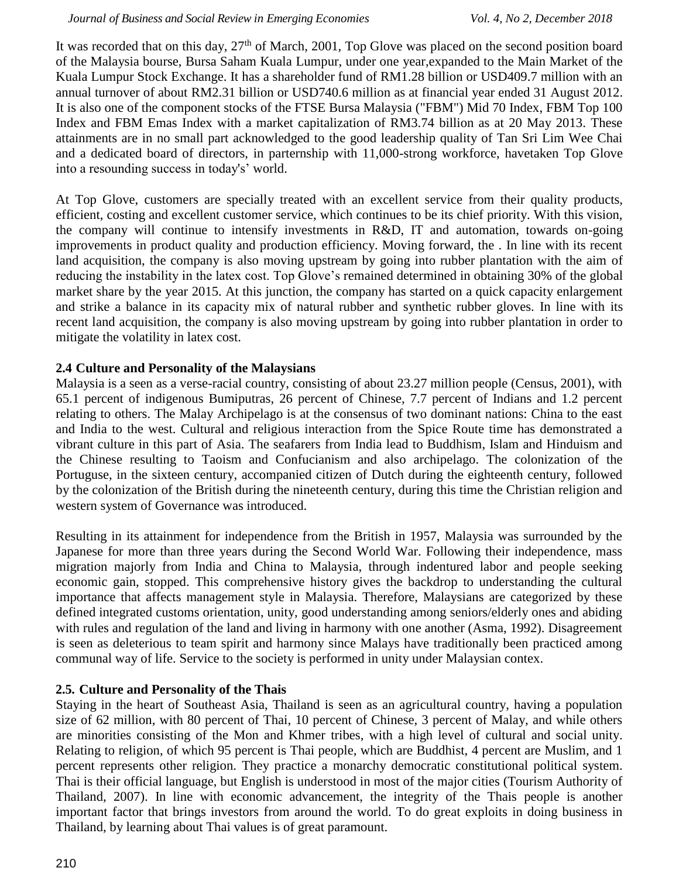It was recorded that on this day, 27th of March, 2001, Top Glove was placed on the second position board of the Malaysia bourse, Bursa Saham Kuala Lumpur, under one year,expanded to the Main Market of the Kuala Lumpur Stock Exchange. It has a shareholder fund of RM1.28 billion or USD409.7 million with an annual turnover of about RM2.31 billion or USD740.6 million as at financial year ended 31 August 2012. It is also one of the component stocks of the FTSE Bursa Malaysia ("FBM") Mid 70 Index, FBM Top 100 Index and FBM Emas Index with a market capitalization of RM3.74 billion as at 20 May 2013. These attainments are in no small part acknowledged to the good leadership quality of Tan Sri Lim Wee Chai and a dedicated board of directors, in parternship with 11,000-strong workforce, havetaken Top Glove into a resounding success in today's' world.

At Top Glove, customers are specially treated with an excellent service from their quality products, efficient, costing and excellent customer service, which continues to be its chief priority. With this vision, the company will continue to intensify investments in R&D, IT and automation, towards on-going improvements in product quality and production efficiency. Moving forward, the . In line with its recent land acquisition, the company is also moving upstream by going into rubber plantation with the aim of reducing the instability in the latex cost. Top Glove's remained determined in obtaining 30% of the global market share by the year 2015. At this junction, the company has started on a quick capacity enlargement and strike a balance in its capacity mix of natural rubber and synthetic rubber gloves. In line with its recent land acquisition, the company is also moving upstream by going into rubber plantation in order to mitigate the volatility in latex cost.

### 2.4 Culture and Personality of the Malaysians

Malaysia is a seen as a verse-racial country, consisting of about 23.27 million people (Census, 2001), with 65.1 percent of indigenous Bumiputras, 26 percent of Chinese, 7.7 percent of Indians and 1.2 percent relating to others. The Malay Archipelago is at the consensus of two dominant nations: China to the east and India to the west. Cultural and religious interaction from the Spice Route time has demonstrated a vibrant culture in this part of Asia. The seafarers from India lead to Buddhism, Islam and Hinduism and the Chinese resulting to Taoism and Confucianism and also archipelago. The colonization of the Portuguse, in the sixteen century, accompanied citizen of Dutch during the eighteenth century, followed by the colonization of the British during the nineteenth century, during this time the Christian religion and western system of Governance was introduced.

Resulting in its attainment for independence from the British in 1957, Malaysia was surrounded by the Japanese for more than three years during the Second World War. Following their independence, mass migration majorly from India and China to Malaysia, through indentured labor and people seeking economic gain, stopped. This comprehensive history gives the backdrop to understanding the cultural importance that affects management style in Malaysia. Therefore, Malaysians are categorized by these defined integrated customs orientation, unity, good understanding among seniors/elderly ones and abiding with rules and regulation of the land and living in harmony with one another (Asma, 1992). Disagreement is seen as deleterious to team spirit and harmony since Malays have traditionally been practiced among communal way of life. Service to the society is performed in unity under Malaysian contex.

### 2.5. Culture and Personality of the Thais

Staying in the heart of Southeast Asia, Thailand is seen as an agricultural country, having a population size of 62 million, with 80 percent of Thai, 10 percent of Chinese, 3 percent of Malay, and while others are minorities consisting of the Mon and Khmer tribes, with a high level of cultural and social unity. Relating to religion, of which 95 percent is Thai people, which are Buddhist, 4 percent are Muslim, and 1 percent represents other religion. They practice a monarchy democratic constitutional political system. Thai is their official language, but English is understood in most of the major cities (Tourism Authority of Thailand, 2007). In line with economic advancement, the integrity of the Thais people is another important factor that brings investors from around the world. To do great exploits in doing business in Thailand, by learning about Thai values is of great paramount.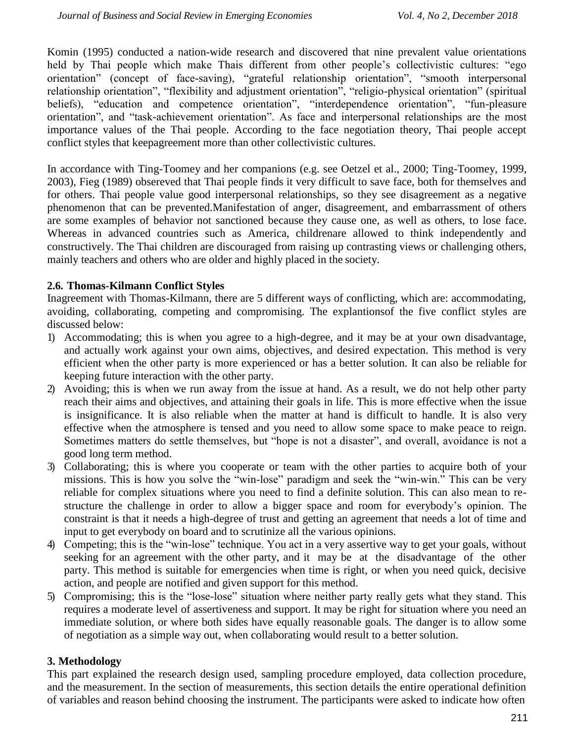Komin (1995) conducted a nation-wide research and discovered that nine prevalent value orientations held by Thai people which make Thais different from other people's collectivistic cultures: "ego orientation" (concept of face-saving), "grateful relationship orientation", "smooth interpersonal relationship orientation", "flexibility and adjustment orientation", "religio-physical orientation" (spiritual beliefs), "education and competence orientation", "interdependence orientation", "fun-pleasure orientation", and "task-achievement orientation". As face and interpersonal relationships are the most importance values of the Thai people. According to the face negotiation theory, Thai people accept conflict styles that keepagreement more than other collectivistic cultures.

In accordance with Ting-Toomey and her companions (e.g. see Oetzel et al., 2000; Ting-Toomey, 1999, 2003), Fieg (1989) obsereved that Thai people finds it very difficult to save face, both for themselves and for others. Thai people value good interpersonal relationships, so they see disagreement as a negative phenomenon that can be prevented.Manifestation of anger, disagreement, and embarrassment of others are some examples of behavior not sanctioned because they cause one, as well as others, to lose face. Whereas in advanced countries such as America, childrenare allowed to think independently and constructively. The Thai children are discouraged from raising up contrasting views or challenging others, mainly teachers and others who are older and highly placed in the society.

### 2.6. Thomas-Kilmann Conflict Styles

Inagreement with Thomas-Kilmann, there are 5 different ways of conflicting, which are: accommodating, avoiding, collaborating, competing and compromising. The explantionsof the five conflict styles are discussed below:

1) Accommodating; this is when you agree to a high-degree, and it may be at your own disadvantage, and actually work against your own aims, objectives, and desired expectation. This method is very efficient when the other party is more experienced or has a better solution. It can also be reliable for keeping future interaction with the other party.
2) Avoiding; this is when we run away from the issue at hand. As a result, we do not help other party reach their aims and objectives, and attaining their goals in life. This is more effective when the issue is insignificance. It is also reliable when the matter at hand is difficult to handle. It is also very effective when the atmosphere is tensed and you need to allow some space to make peace to reign. Sometimes matters do settle themselves, but "hope is not a disaster", and overall, avoidance is not a good long term method.
3) Collaborating; this is where you cooperate or team with the other parties to acquire both of your missions. This is how you solve the "win-lose" paradigm and seek the "win-win." This can be very reliable for complex situations where you need to find a definite solution. This can also mean to re-structure the challenge in order to allow a bigger space and room for everybody's opinion. The constraint is that it needs a high-degree of trust and getting an agreement that needs a lot of time and input to get everybody on board and to scrutinize all the various opinions.
4) Competing; this is the "win-lose" technique. You act in a very assertive way to get your goals, without seeking for an agreement with the other party, and it may be at the disadvantage of the other party. This method is suitable for emergencies when time is right, or when you need quick, decisive action, and people are notified and given support for this method.
5) Compromising; this is the "lose-lose" situation where neither party really gets what they stand. This requires a moderate level of assertiveness and support. It may be right for situation where you need an immediate solution, or where both sides have equally reasonable goals. The danger is to allow some of negotiation as a simple way out, when collaborating would result to a better solution.

## 3. Methodology

This part explained the research design used, sampling procedure employed, data collection procedure, and the measurement. In the section of measurements, this section details the entire operational definition of variables and reason behind choosing the instrument. The participants were asked to indicate how often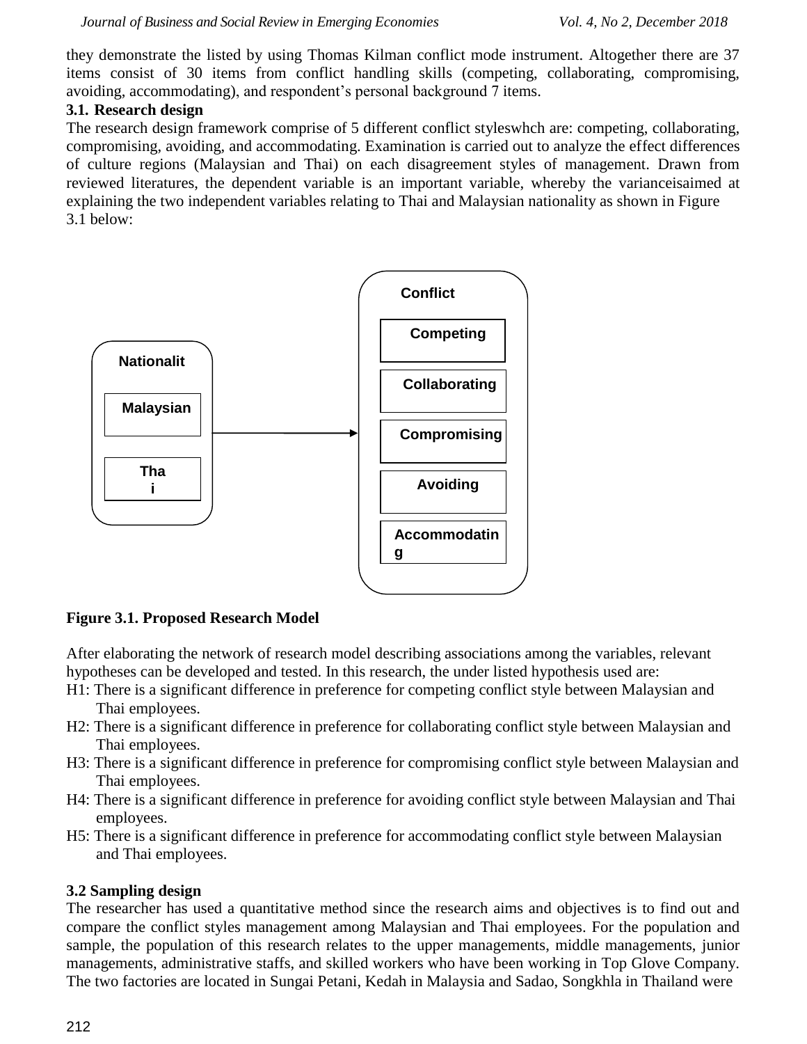they demonstrate the listed by using Thomas Kilman conflict mode instrument. Altogether there are 37 items consist of 30 items from conflict handling skills (competing, collaborating, compromising, avoiding, accommodating), and respondent's personal background 7 items.

### 3.1. Research design

The research design framework comprise of 5 different conflict styleswhch are: competing, collaborating, compromising, avoiding, and accommodating. Examination is carried out to analyze the effect differences of culture regions (Malaysian and Thai) on each disagreement styles of management. Drawn from reviewed literatures, the dependent variable is an important variable, whereby the varianceisaimed at explaining the two independent variables relating to Thai and Malaysian nationality as shown in Figure 3.1 below:

Nationalit
Malaysian
Tha
i

Conflict
Competing
Collaborating
Compromising
Avoiding
Accommodatin
g

**Figure 3.1. Proposed Research Model**

After elaborating the network of research model describing associations among the variables, relevant hypotheses can be developed and tested. In this research, the under listed hypothesis used are:

H1: There is a significant difference in preference for competing conflict style between Malaysian and Thai employees.

H2: There is a significant difference in preference for collaborating conflict style between Malaysian and Thai employees.

H3: There is a significant difference in preference for compromising conflict style between Malaysian and Thai employees.

H4: There is a significant difference in preference for avoiding conflict style between Malaysian and Thai employees.

H5: There is a significant difference in preference for accommodating conflict style between Malaysian and Thai employees.

### 3.2 Sampling design

The researcher has used a quantitative method since the research aims and objectives is to find out and compare the conflict styles management among Malaysian and Thai employees. For the population and sample, the population of this research relates to the upper managements, middle managements, junior managements, administrative staffs, and skilled workers who have been working in Top Glove Company. The two factories are located in Sungai Petani, Kedah in Malaysia and Sadao, Songkhla in Thailand were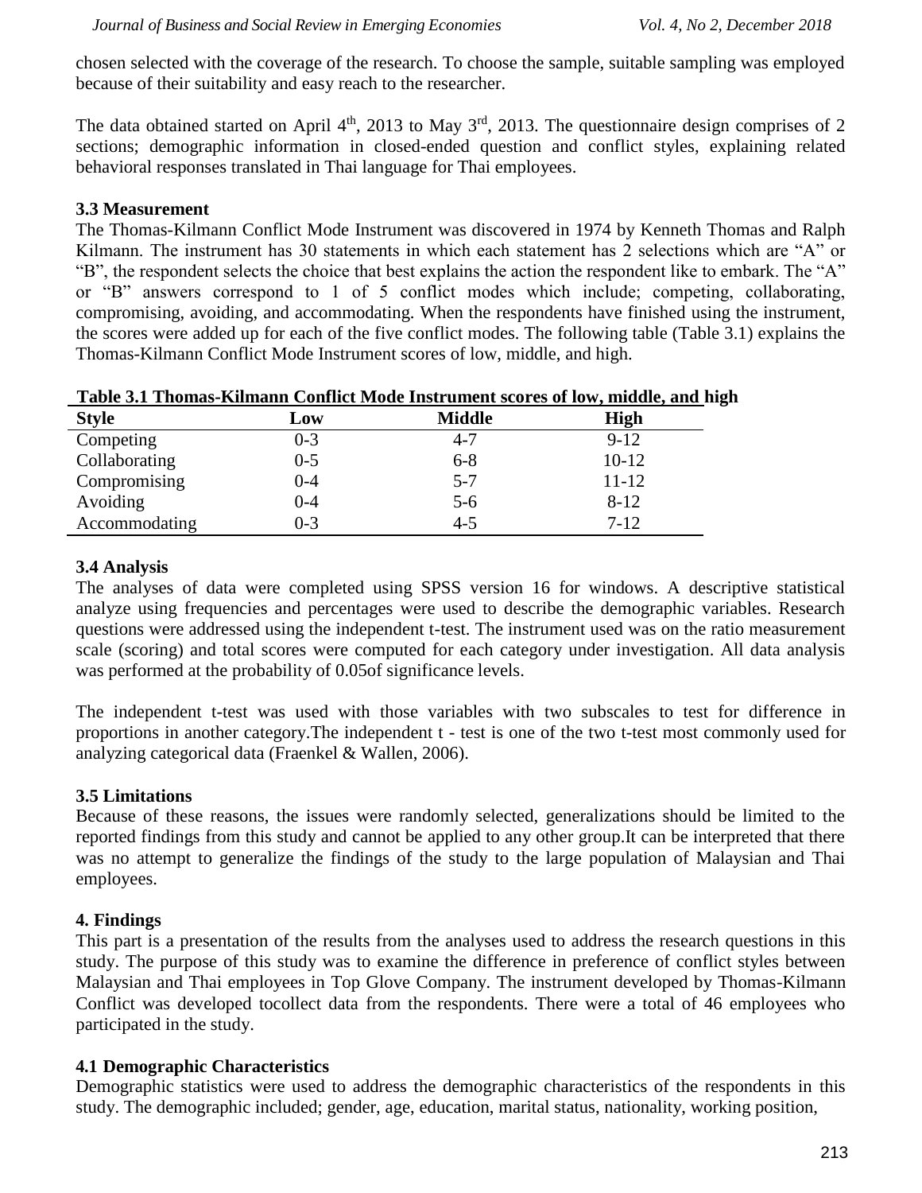chosen selected with the coverage of the research. To choose the sample, suitable sampling was employed because of their suitability and easy reach to the researcher.

The data obtained started on April 4th, 2013 to May 3rd, 2013. The questionnaire design comprises of 2 sections; demographic information in closed-ended question and conflict styles, explaining related behavioral responses translated in Thai language for Thai employees.

### 3.3 Measurement

The Thomas-Kilmann Conflict Mode Instrument was discovered in 1974 by Kenneth Thomas and Ralph Kilmann. The instrument has 30 statements in which each statement has 2 selections which are "A" or "B", the respondent selects the choice that best explains the action the respondent like to embark. The "A" or "B" answers correspond to 1 of 5 conflict modes which include; competing, collaborating, compromising, avoiding, and accommodating. When the respondents have finished using the instrument, the scores were added up for each of the five conflict modes. The following table (Table 3.1) explains the Thomas-Kilmann Conflict Mode Instrument scores of low, middle, and high.

**Table 3.1 Thomas-Kilmann Conflict Mode Instrument scores of low, middle, and high**

| Style | Low | Middle | High |
|---|---|---|---|
| Competing | 0-3 | 4-7 | 9-12 |
| Collaborating | 0-5 | 6-8 | 10-12 |
| Compromising | 0-4 | 5-7 | 11-12 |
| Avoiding | 0-4 | 5-6 | 8-12 |
| Accommodating | 0-3 | 4-5 | 7-12 |

### 3.4 Analysis

The analyses of data were completed using SPSS version 16 for windows. A descriptive statistical analyze using frequencies and percentages were used to describe the demographic variables. Research questions were addressed using the independent t-test. The instrument used was on the ratio measurement scale (scoring) and total scores were computed for each category under investigation. All data analysis was performed at the probability of 0.05of significance levels.

The independent t-test was used with those variables with two subscales to test for difference in proportions in another category.The independent t - test is one of the two t-test most commonly used for analyzing categorical data (Fraenkel & Wallen, 2006).

### 3.5 Limitations

Because of these reasons, the issues were randomly selected, generalizations should be limited to the reported findings from this study and cannot be applied to any other group.It can be interpreted that there was no attempt to generalize the findings of the study to the large population of Malaysian and Thai employees.

## 4. Findings

This part is a presentation of the results from the analyses used to address the research questions in this study. The purpose of this study was to examine the difference in preference of conflict styles between Malaysian and Thai employees in Top Glove Company. The instrument developed by Thomas-Kilmann Conflict was developed tocollect data from the respondents. There were a total of 46 employees who participated in the study.

### 4.1 Demographic Characteristics

Demographic statistics were used to address the demographic characteristics of the respondents in this study. The demographic included; gender, age, education, marital status, nationality, working position,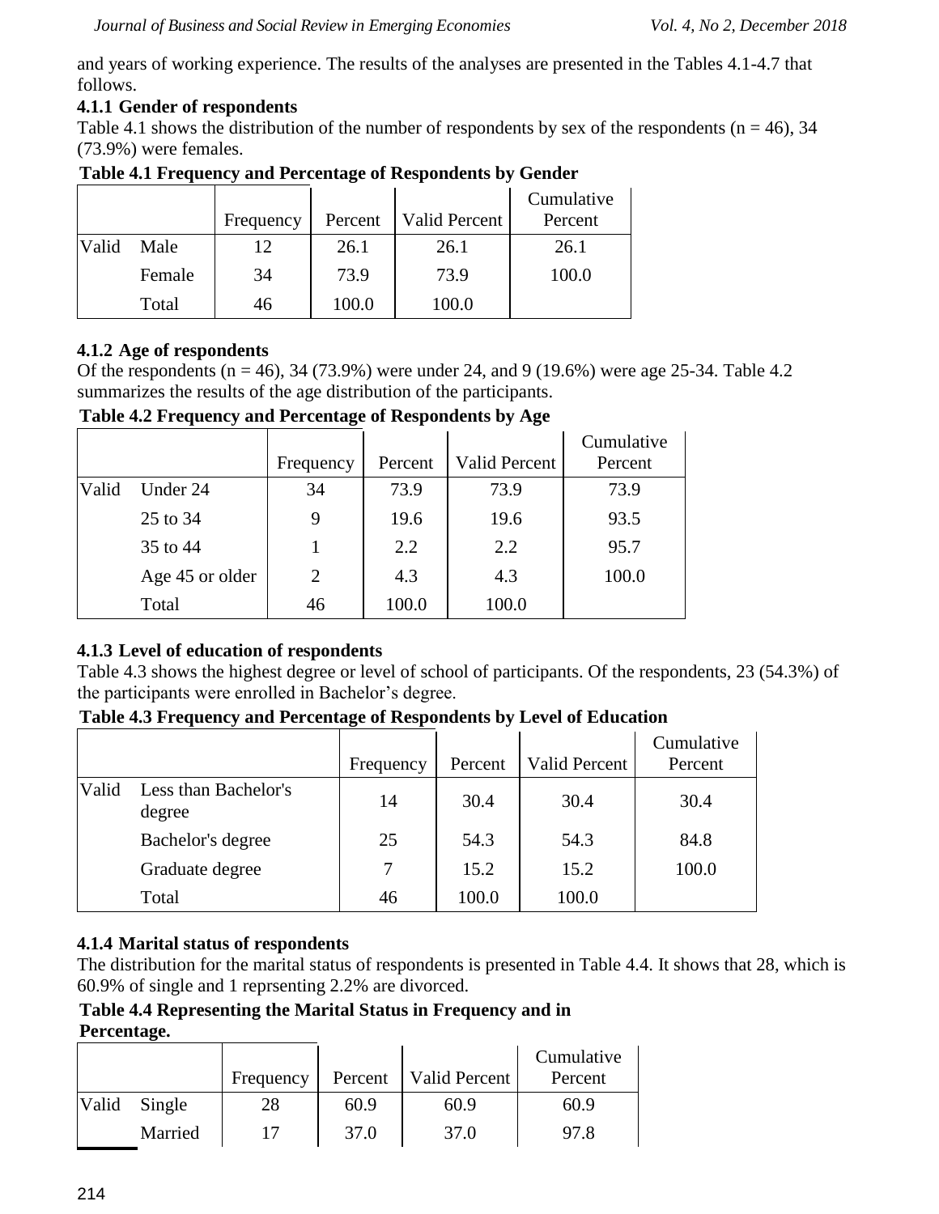and years of working experience. The results of the analyses are presented in the Tables 4.1-4.7 that follows.

### 4.1.1 Gender of respondents

Table 4.1 shows the distribution of the number of respondents by sex of the respondents (n = 46), 34 (73.9%) were females.

**Table 4.1 Frequency and Percentage of Respondents by Gender**

| | | Frequency | Percent | Valid Percent | Cumulative Percent |
|---|---|---|---|---|---|
| Valid | Male | 12 | 26.1 | 26.1 | 26.1 |
| | Female | 34 | 73.9 | 73.9 | 100.0 |
| | Total | 46 | 100.0 | 100.0 | |

### 4.1.2 Age of respondents

Of the respondents (n = 46), 34 (73.9%) were under 24, and 9 (19.6%) were age 25-34. Table 4.2 summarizes the results of the age distribution of the participants.

**Table 4.2 Frequency and Percentage of Respondents by Age**

| | | Frequency | Percent | Valid Percent | Cumulative Percent |
|---|---|---|---|---|---|
| Valid | Under 24 | 34 | 73.9 | 73.9 | 73.9 |
| | 25 to 34 | 9 | 19.6 | 19.6 | 93.5 |
| | 35 to 44 | 1 | 2.2 | 2.2 | 95.7 |
| | Age 45 or older | 2 | 4.3 | 4.3 | 100.0 |
| | Total | 46 | 100.0 | 100.0 | |

### 4.1.3 Level of education of respondents

Table 4.3 shows the highest degree or level of school of participants. Of the respondents, 23 (54.3%) of the participants were enrolled in Bachelor's degree.

**Table 4.3 Frequency and Percentage of Respondents by Level of Education**

| | | Frequency | Percent | Valid Percent | Cumulative Percent |
|---|---|---|---|---|---|
| Valid | Less than Bachelor's degree | 14 | 30.4 | 30.4 | 30.4 |
| | Bachelor's degree | 25 | 54.3 | 54.3 | 84.8 |
| | Graduate degree | 7 | 15.2 | 15.2 | 100.0 |
| | Total | 46 | 100.0 | 100.0 | |

### 4.1.4 Marital status of respondents

The distribution for the marital status of respondents is presented in Table 4.4. It shows that 28, which is 60.9% of single and 1 reprsenting 2.2% are divorced.

**Table 4.4 Representing the Marital Status in Frequency and in Percentage.**

| | | Frequency | Percent | Valid Percent | Cumulative Percent |
|---|---|---|---|---|---|
| Valid | Single | 28 | 60.9 | 60.9 | 60.9 |
| | Married | 17 | 37.0 | 37.0 | 97.8 |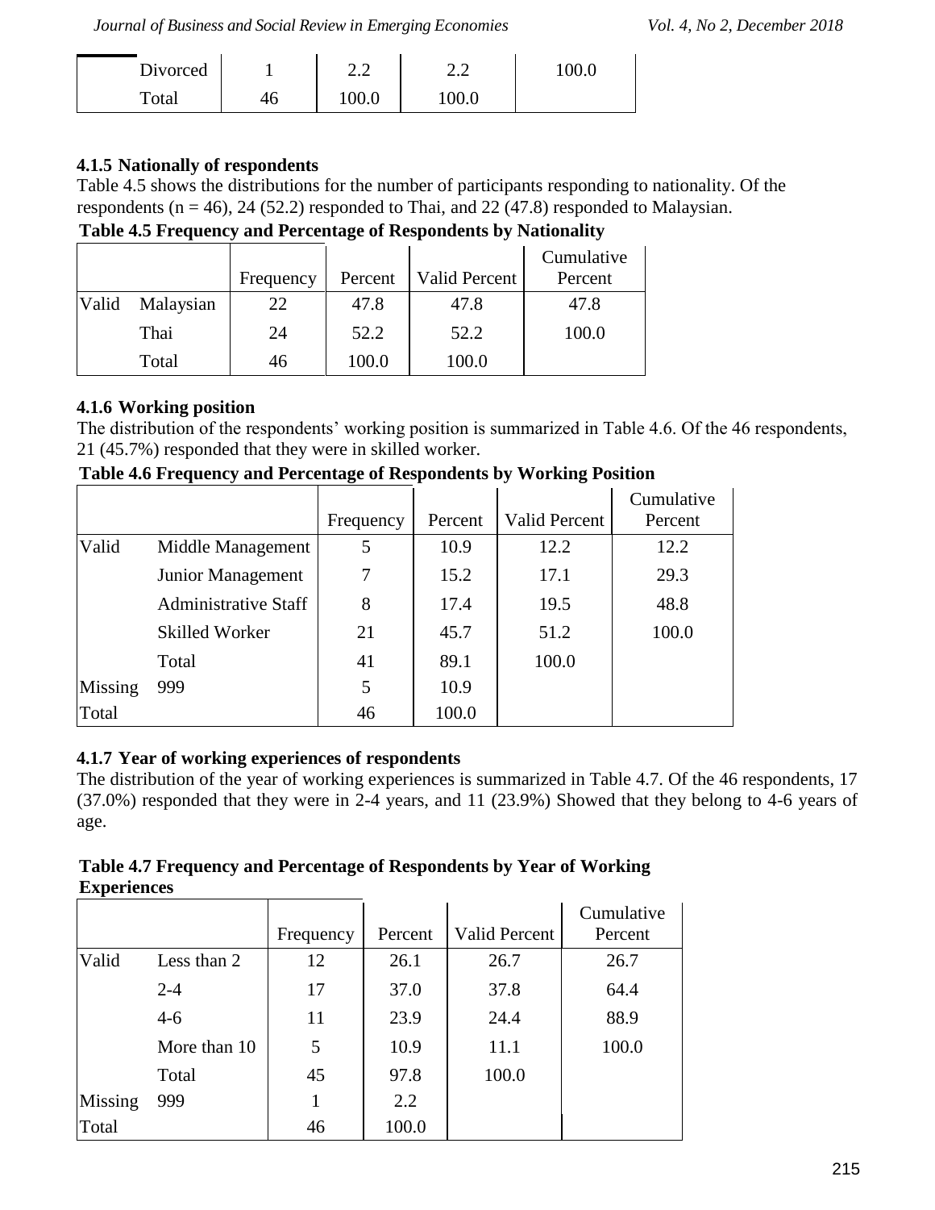| | | | | |
|---|---|---|---|---|
| Divorced | 1 | 2.2 | 2.2 | 100.0 |
| Total | 46 | 100.0 | 100.0 | |

### 4.1.5 Nationally of respondents

Table 4.5 shows the distributions for the number of participants responding to nationality. Of the respondents (n = 46), 24 (52.2) responded to Thai, and 22 (47.8) responded to Malaysian.

**Table 4.5 Frequency and Percentage of Respondents by Nationality**

| | | Frequency | Percent | Valid Percent | Cumulative Percent |
|---|---|---|---|---|---|
| Valid | Malaysian | 22 | 47.8 | 47.8 | 47.8 |
| | Thai | 24 | 52.2 | 52.2 | 100.0 |
| | Total | 46 | 100.0 | 100.0 | |

### 4.1.6 Working position

The distribution of the respondents' working position is summarized in Table 4.6. Of the 46 respondents, 21 (45.7%) responded that they were in skilled worker.

**Table 4.6 Frequency and Percentage of Respondents by Working Position**

| | | Frequency | Percent | Valid Percent | Cumulative Percent |
|---|---|---|---|---|---|
| Valid | Middle Management | 5 | 10.9 | 12.2 | 12.2 |
| | Junior Management | 7 | 15.2 | 17.1 | 29.3 |
| | Administrative Staff | 8 | 17.4 | 19.5 | 48.8 |
| | Skilled Worker | 21 | 45.7 | 51.2 | 100.0 |
| | Total | 41 | 89.1 | 100.0 | |
| Missing | 999 | 5 | 10.9 | | |
| Total | | 46 | 100.0 | | |

### 4.1.7 Year of working experiences of respondents

The distribution of the year of working experiences is summarized in Table 4.7. Of the 46 respondents, 17 (37.0%) responded that they were in 2-4 years, and 11 (23.9%) Showed that they belong to 4-6 years of age.

**Table 4.7 Frequency and Percentage of Respondents by Year of Working Experiences**

| | | Frequency | Percent | Valid Percent | Cumulative Percent |
|---|---|---|---|---|---|
| Valid | Less than 2 | 12 | 26.1 | 26.7 | 26.7 |
| | 2-4 | 17 | 37.0 | 37.8 | 64.4 |
| | 4-6 | 11 | 23.9 | 24.4 | 88.9 |
| | More than 10 | 5 | 10.9 | 11.1 | 100.0 |
| | Total | 45 | 97.8 | 100.0 | |
| Missing | 999 | 1 | 2.2 | | |
| Total | | 46 | 100.0 | | |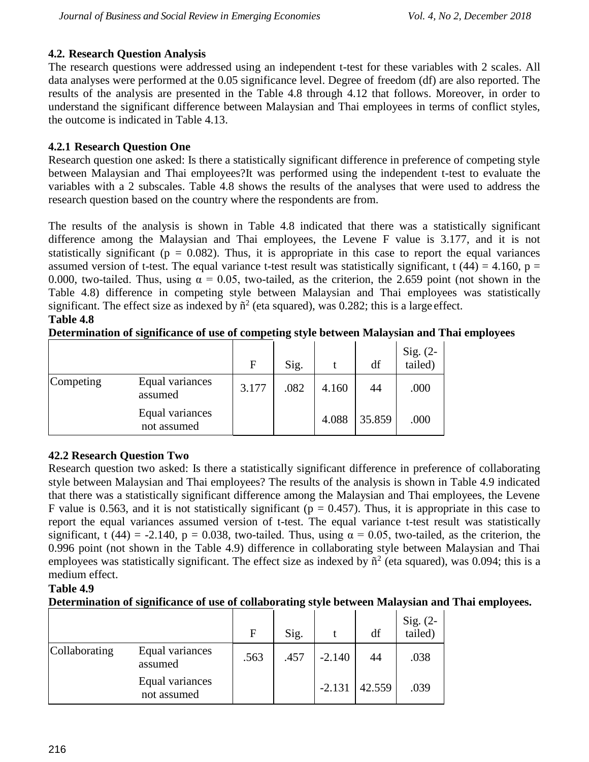### 4.2. Research Question Analysis

The research questions were addressed using an independent t-test for these variables with 2 scales. All data analyses were performed at the 0.05 significance level. Degree of freedom (df) are also reported. The results of the analysis are presented in the Table 4.8 through 4.12 that follows. Moreover, in order to understand the significant difference between Malaysian and Thai employees in terms of conflict styles, the outcome is indicated in Table 4.13.

#### 4.2.1 Research Question One

Research question one asked: Is there a statistically significant difference in preference of competing style between Malaysian and Thai employees?It was performed using the independent t-test to evaluate the variables with a 2 subscales. Table 4.8 shows the results of the analyses that were used to address the research question based on the country where the respondents are from.

The results of the analysis is shown in Table 4.8 indicated that there was a statistically significant difference among the Malaysian and Thai employees, the Levene F value is 3.177, and it is not statistically significant ($p = 0.082$). Thus, it is appropriate in this case to report the equal variances assumed version of t-test. The equal variance t-test result was statistically significant, $t(44) = 4.160$, $p = 0.000$, two-tailed. Thus, using $\alpha = 0.05$, two-tailed, as the criterion, the 2.659 point (not shown in the Table 4.8) difference in competing style between Malaysian and Thai employees was statistically significant. The effect size as indexed by $\tilde{n}^2$ (eta squared), was 0.282; this is a large effect.

**Table 4.8**

**Determination of significance of use of competing style between Malaysian and Thai employees**

| | | F | Sig. | t | df | Sig. (2-tailed) |
|---|---|---|---|---|---|---|
| Competing | Equal variances assumed | 3.177 | .082 | 4.160 | 44 | .000 |
| | Equal variances not assumed | | | 4.088 | 35.859 | .000 |

#### 42.2 Research Question Two

Research question two asked: Is there a statistically significant difference in preference of collaborating style between Malaysian and Thai employees? The results of the analysis is shown in Table 4.9 indicated that there was a statistically significant difference among the Malaysian and Thai employees, the Levene F value is 0.563, and it is not statistically significant ($p = 0.457$). Thus, it is appropriate in this case to report the equal variances assumed version of t-test. The equal variance t-test result was statistically significant, $t(44) = -2.140$, $p = 0.038$, two-tailed. Thus, using $\alpha = 0.05$, two-tailed, as the criterion, the 0.996 point (not shown in the Table 4.9) difference in collaborating style between Malaysian and Thai employees was statistically significant. The effect size as indexed by $\tilde{n}^2$ (eta squared), was 0.094; this is a medium effect.

**Table 4.9**

**Determination of significance of use of collaborating style between Malaysian and Thai employees.**

| | | F | Sig. | t | df | Sig. (2-tailed) |
|---|---|---|---|---|---|---|
| Collaborating | Equal variances assumed | .563 | .457 | -2.140 | 44 | .038 |
| | Equal variances not assumed | | | -2.131 | 42.559 | .039 |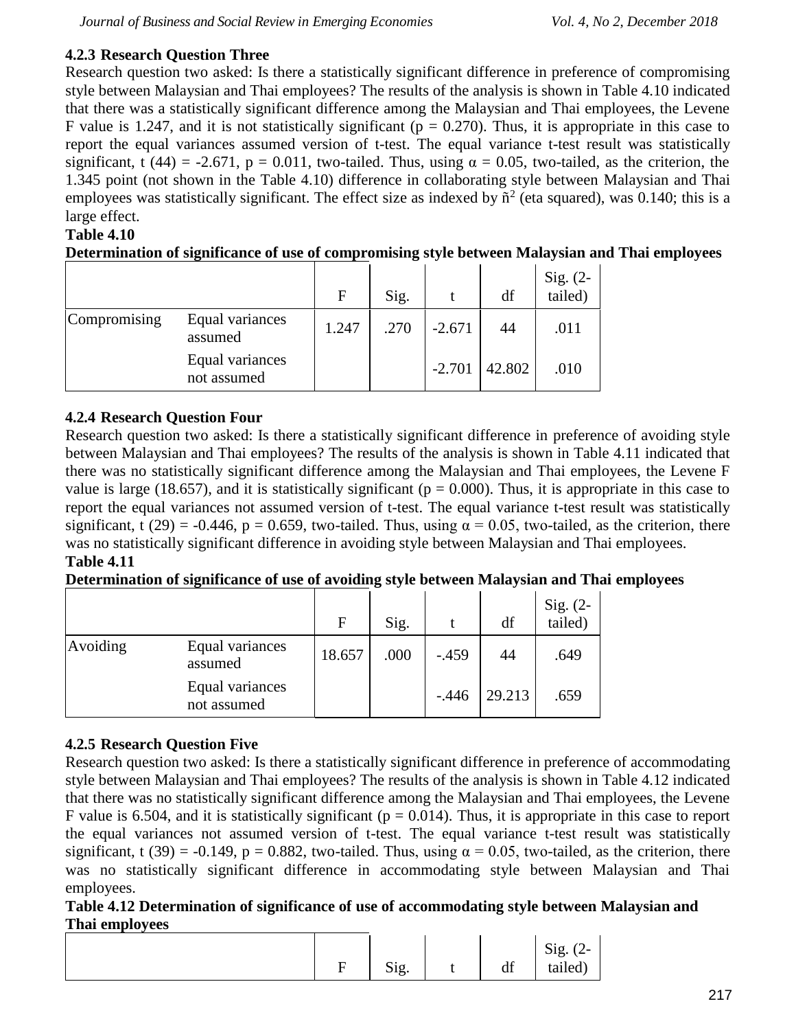### 4.2.3 Research Question Three

Research question two asked: Is there a statistically significant difference in preference of compromising style between Malaysian and Thai employees? The results of the analysis is shown in Table 4.10 indicated that there was a statistically significant difference among the Malaysian and Thai employees, the Levene F value is 1.247, and it is not statistically significant (p = 0.270). Thus, it is appropriate in this case to report the equal variances assumed version of t-test. The equal variance t-test result was statistically significant, t (44) = -2.671, p = 0.011, two-tailed. Thus, using α = 0.05, two-tailed, as the criterion, the 1.345 point (not shown in the Table 4.10) difference in collaborating style between Malaysian and Thai employees was statistically significant. The effect size as indexed by ñ² (eta squared), was 0.140; this is a large effect.

**Table 4.10**

**Determination of significance of use of compromising style between Malaysian and Thai employees**

| | | F | Sig. | t | df | Sig. (2-tailed) |
|---|---|---|---|---|---|---|
| Compromising | Equal variances assumed | 1.247 | .270 | -2.671 | 44 | .011 |
| | Equal variances not assumed | | | -2.701 | 42.802 | .010 |

### 4.2.4 Research Question Four

Research question two asked: Is there a statistically significant difference in preference of avoiding style between Malaysian and Thai employees? The results of the analysis is shown in Table 4.11 indicated that there was no statistically significant difference among the Malaysian and Thai employees, the Levene F value is large (18.657), and it is statistically significant (p = 0.000). Thus, it is appropriate in this case to report the equal variances not assumed version of t-test. The equal variance t-test result was statistically significant, t (29) = -0.446, p = 0.659, two-tailed. Thus, using α = 0.05, two-tailed, as the criterion, there was no statistically significant difference in avoiding style between Malaysian and Thai employees.

**Table 4.11**

**Determination of significance of use of avoiding style between Malaysian and Thai employees**

| | | F | Sig. | t | df | Sig. (2-tailed) |
|---|---|---|---|---|---|---|
| Avoiding | Equal variances assumed | 18.657 | .000 | -.459 | 44 | .649 |
| | Equal variances not assumed | | | -.446 | 29.213 | .659 |

### 4.2.5 Research Question Five

Research question two asked: Is there a statistically significant difference in preference of accommodating style between Malaysian and Thai employees? The results of the analysis is shown in Table 4.12 indicated that there was no statistically significant difference among the Malaysian and Thai employees, the Levene F value is 6.504, and it is statistically significant (p = 0.014). Thus, it is appropriate in this case to report the equal variances not assumed version of t-test. The equal variance t-test result was statistically significant, t (39) = -0.149, p = 0.882, two-tailed. Thus, using α = 0.05, two-tailed, as the criterion, there was no statistically significant difference in accommodating style between Malaysian and Thai employees.

**Table 4.12 Determination of significance of use of accommodating style between Malaysian and Thai employees**

| | | F | Sig. | t | df | Sig. (2-tailed) |
|---|---|---|---|---|---|---|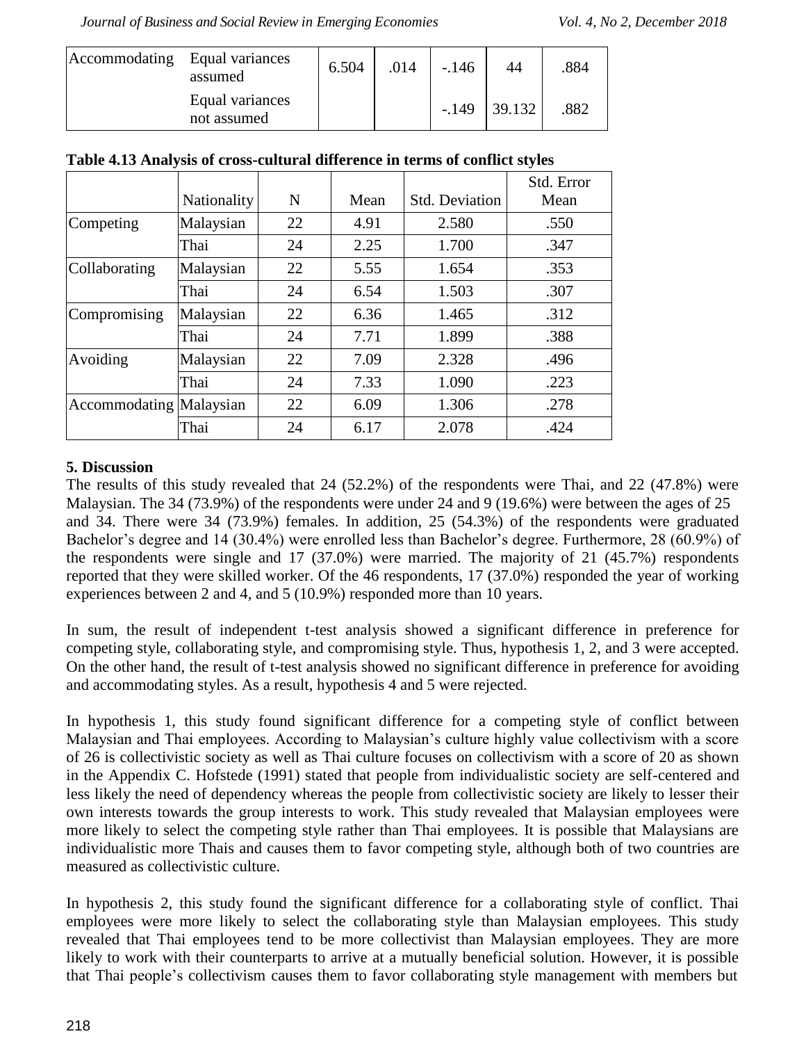| Accommodating | Equal variances assumed | 6.504 | .014 | -.146 | 44 | .884 |
|---|---|---|---|---|---|---|
| | Equal variances not assumed | | | -.149 | 39.132 | .882 |

**Table 4.13 Analysis of cross-cultural difference in terms of conflict styles**

| | Nationality | N | Mean | Std. Deviation | Std. Error Mean |
|---|---|---|---|---|---|
| Competing | Malaysian | 22 | 4.91 | 2.580 | .550 |
| | Thai | 24 | 2.25 | 1.700 | .347 |
| Collaborating | Malaysian | 22 | 5.55 | 1.654 | .353 |
| | Thai | 24 | 6.54 | 1.503 | .307 |
| Compromising | Malaysian | 22 | 6.36 | 1.465 | .312 |
| | Thai | 24 | 7.71 | 1.899 | .388 |
| Avoiding | Malaysian | 22 | 7.09 | 2.328 | .496 |
| | Thai | 24 | 7.33 | 1.090 | .223 |
| Accommodating | Malaysian | 22 | 6.09 | 1.306 | .278 |
| | Thai | 24 | 6.17 | 2.078 | .424 |

## 5. Discussion

The results of this study revealed that 24 (52.2%) of the respondents were Thai, and 22 (47.8%) were Malaysian. The 34 (73.9%) of the respondents were under 24 and 9 (19.6%) were between the ages of 25 and 34. There were 34 (73.9%) females. In addition, 25 (54.3%) of the respondents were graduated Bachelor's degree and 14 (30.4%) were enrolled less than Bachelor's degree. Furthermore, 28 (60.9%) of the respondents were single and 17 (37.0%) were married. The majority of 21 (45.7%) respondents reported that they were skilled worker. Of the 46 respondents, 17 (37.0%) responded the year of working experiences between 2 and 4, and 5 (10.9%) responded more than 10 years.

In sum, the result of independent t-test analysis showed a significant difference in preference for competing style, collaborating style, and compromising style. Thus, hypothesis 1, 2, and 3 were accepted. On the other hand, the result of t-test analysis showed no significant difference in preference for avoiding and accommodating styles. As a result, hypothesis 4 and 5 were rejected.

In hypothesis 1, this study found significant difference for a competing style of conflict between Malaysian and Thai employees. According to Malaysian's culture highly value collectivism with a score of 26 is collectivistic society as well as Thai culture focuses on collectivism with a score of 20 as shown in the Appendix C. Hofstede (1991) stated that people from individualistic society are self-centered and less likely the need of dependency whereas the people from collectivistic society are likely to lesser their own interests towards the group interests to work. This study revealed that Malaysian employees were more likely to select the competing style rather than Thai employees. It is possible that Malaysians are individualistic more Thais and causes them to favor competing style, although both of two countries are measured as collectivistic culture.

In hypothesis 2, this study found the significant difference for a collaborating style of conflict. Thai employees were more likely to select the collaborating style than Malaysian employees. This study revealed that Thai employees tend to be more collectivist than Malaysian employees. They are more likely to work with their counterparts to arrive at a mutually beneficial solution. However, it is possible that Thai people's collectivism causes them to favor collaborating style management with members but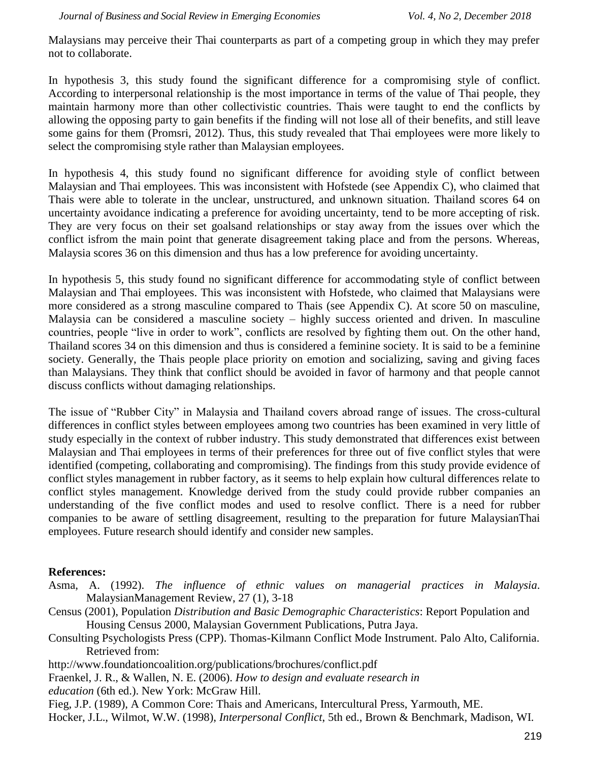Malaysians may perceive their Thai counterparts as part of a competing group in which they may prefer not to collaborate.

In hypothesis 3, this study found the significant difference for a compromising style of conflict. According to interpersonal relationship is the most importance in terms of the value of Thai people, they maintain harmony more than other collectivistic countries. Thais were taught to end the conflicts by allowing the opposing party to gain benefits if the finding will not lose all of their benefits, and still leave some gains for them (Promsri, 2012). Thus, this study revealed that Thai employees were more likely to select the compromising style rather than Malaysian employees.

In hypothesis 4, this study found no significant difference for avoiding style of conflict between Malaysian and Thai employees. This was inconsistent with Hofstede (see Appendix C), who claimed that Thais were able to tolerate in the unclear, unstructured, and unknown situation. Thailand scores 64 on uncertainty avoidance indicating a preference for avoiding uncertainty, tend to be more accepting of risk. They are very focus on their set goalsand relationships or stay away from the issues over which the conflict isfrom the main point that generate disagreement taking place and from the persons. Whereas, Malaysia scores 36 on this dimension and thus has a low preference for avoiding uncertainty.

In hypothesis 5, this study found no significant difference for accommodating style of conflict between Malaysian and Thai employees. This was inconsistent with Hofstede, who claimed that Malaysians were more considered as a strong masculine compared to Thais (see Appendix C). At score 50 on masculine, Malaysia can be considered a masculine society – highly success oriented and driven. In masculine countries, people "live in order to work", conflicts are resolved by fighting them out. On the other hand, Thailand scores 34 on this dimension and thus is considered a feminine society. It is said to be a feminine society. Generally, the Thais people place priority on emotion and socializing, saving and giving faces than Malaysians. They think that conflict should be avoided in favor of harmony and that people cannot discuss conflicts without damaging relationships.

The issue of "Rubber City" in Malaysia and Thailand covers abroad range of issues. The cross-cultural differences in conflict styles between employees among two countries has been examined in very little of study especially in the context of rubber industry. This study demonstrated that differences exist between Malaysian and Thai employees in terms of their preferences for three out of five conflict styles that were identified (competing, collaborating and compromising). The findings from this study provide evidence of conflict styles management in rubber factory, as it seems to help explain how cultural differences relate to conflict styles management. Knowledge derived from the study could provide rubber companies an understanding of the five conflict modes and used to resolve conflict. There is a need for rubber companies to be aware of settling disagreement, resulting to the preparation for future MalaysianThai employees. Future research should identify and consider new samples.

**References:**

Asma, A. (1992). *The influence of ethnic values on managerial practices in Malaysia*. MalaysianManagement Review, 27 (1), 3-18

Census (2001), Population *Distribution and Basic Demographic Characteristics*: Report Population and Housing Census 2000, Malaysian Government Publications, Putra Jaya.

Consulting Psychologists Press (CPP). Thomas-Kilmann Conflict Mode Instrument. Palo Alto, California. Retrieved from:
http://www.foundationcoalition.org/publications/brochures/conflict.pdf

Fraenkel, J. R., & Wallen, N. E. (2006). *How to design and evaluate research in education* (6th ed.). New York: McGraw Hill.

Fieg, J.P. (1989), A Common Core: Thais and Americans, Intercultural Press, Yarmouth, ME.

Hocker, J.L., Wilmot, W.W. (1998), *Interpersonal Conflict*, 5th ed., Brown & Benchmark, Madison, WI.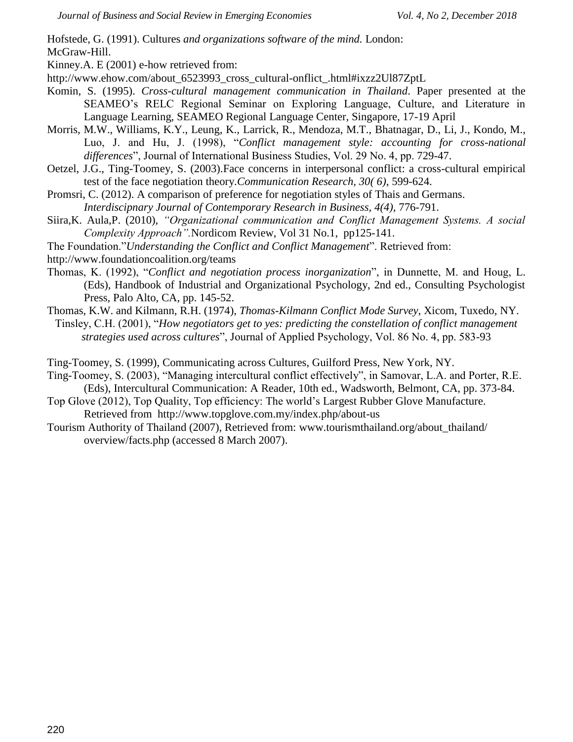Hofstede, G. (1991). Cultures *and organizations software of the mind.* London: McGraw-Hill.

Kinney.A. E (2001) e-how retrieved from: http://www.ehow.com/about_6523993_cross_cultural-onflict_.html#ixzz2Ul87ZptL

Komin, S. (1995). *Cross-cultural management communication in Thailand*. Paper presented at the SEAMEO's RELC Regional Seminar on Exploring Language, Culture, and Literature in Language Learning, SEAMEO Regional Language Center, Singapore, 17-19 April

Morris, M.W., Williams, K.Y., Leung, K., Larrick, R., Mendoza, M.T., Bhatnagar, D., Li, J., Kondo, M., Luo, J. and Hu, J. (1998), "*Conflict management style: accounting for cross-national differences*", Journal of International Business Studies, Vol. 29 No. 4, pp. 729-47.

Oetzel, J.G., Ting-Toomey, S. (2003).Face concerns in interpersonal conflict: a cross-cultural empirical test of the face negotiation theory.*Communication Research, 30( 6),* 599-624.

Promsri, C. (2012). A comparison of preference for negotiation styles of Thais and Germans. *Interdiscipnary Journal of Contemporary Research in Business, 4(4),* 776-791.

Siira,K. Aula,P. (2010), *"Organizational communication and Conflict Management Systems. A social Complexity Approach".*Nordicom Review, Vol 31 No.1, pp125-141.

The Foundation."*Understanding the Conflict and Conflict Management*". Retrieved from: http://www.foundationcoalition.org/teams

Thomas, K. (1992), "*Conflict and negotiation process inorganization*", in Dunnette, M. and Houg, L. (Eds), Handbook of Industrial and Organizational Psychology, 2nd ed., Consulting Psychologist Press, Palo Alto, CA, pp. 145-52.

Thomas, K.W. and Kilmann, R.H. (1974), *Thomas-Kilmann Conflict Mode Survey*, Xicom, Tuxedo, NY.

Tinsley, C.H. (2001), "*How negotiators get to yes: predicting the constellation of conflict management strategies used across cultures*", Journal of Applied Psychology, Vol. 86 No. 4, pp. 583-93

Ting-Toomey, S. (1999), Communicating across Cultures, Guilford Press, New York, NY.

Ting-Toomey, S. (2003), "Managing intercultural conflict effectively", in Samovar, L.A. and Porter, R.E. (Eds), Intercultural Communication: A Reader, 10th ed., Wadsworth, Belmont, CA, pp. 373-84.

Top Glove (2012), Top Quality, Top efficiency: The world's Largest Rubber Glove Manufacture. Retrieved from http://www.topglove.com.my/index.php/about-us

Tourism Authority of Thailand (2007), Retrieved from: www.tourismthailand.org/about_thailand/overview/facts.php (accessed 8 March 2007).